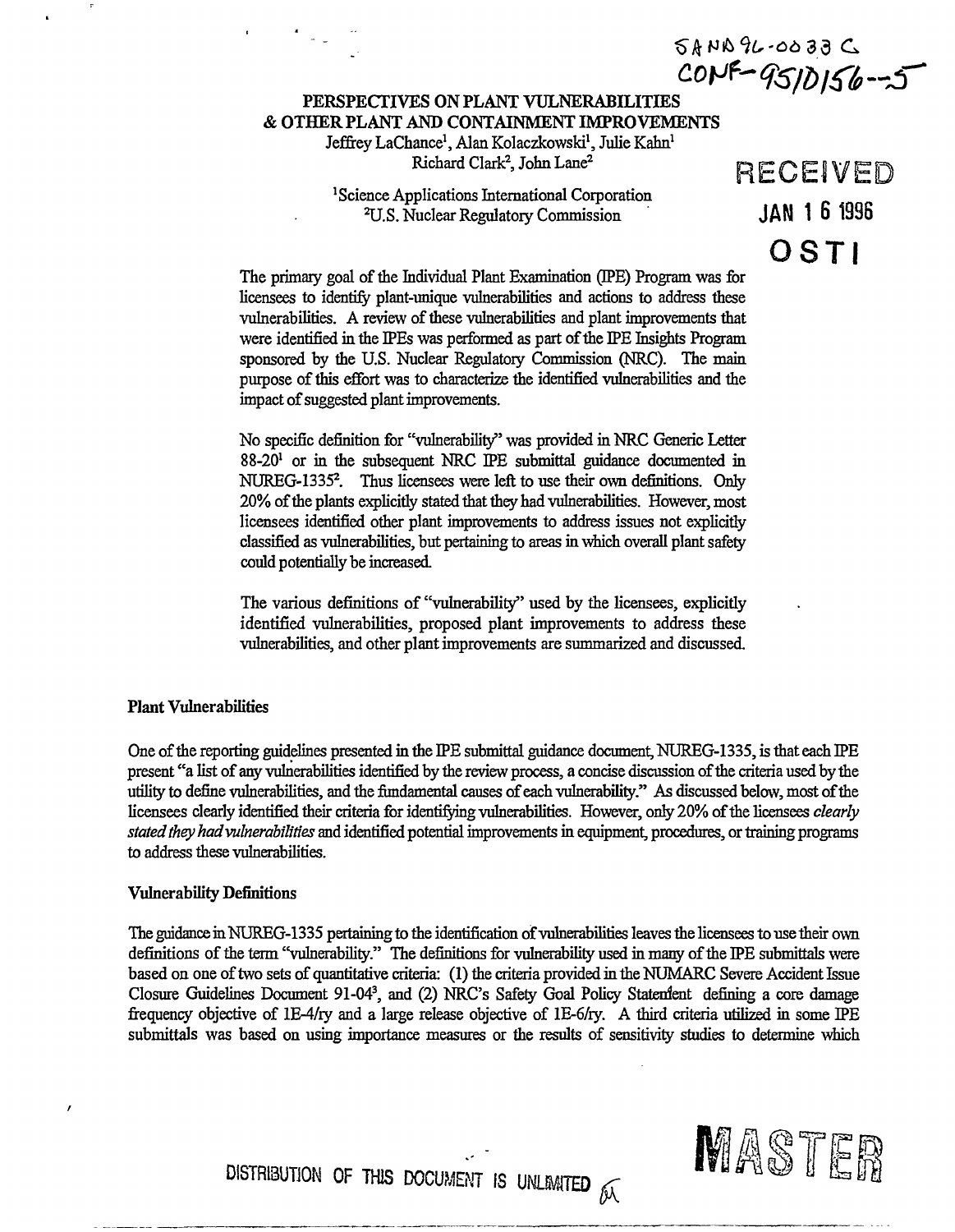SAND96-0033C
CONF-951056--5

# PERSPECTIVES ON PLANT VULNERABILITIES & OTHER PLANT AND CONTAINMENT IMPROVEMENTS

Jeffrey LaChance[1], Alan Kolaczkowski[1], Julie Kahn[1]
Richard Clark[2], John Lane[2]

[1]Science Applications International Corporation
[2]U.S. Nuclear Regulatory Commission

RECEIVED
JAN 16 1996
OSTI

The primary goal of the Individual Plant Examination (IPE) Program was for licensees to identify plant-unique vulnerabilities and actions to address these vulnerabilities. A review of these vulnerabilities and plant improvements that were identified in the IPEs was performed as part of the IPE Insights Program sponsored by the U.S. Nuclear Regulatory Commission (NRC). The main purpose of this effort was to characterize the identified vulnerabilities and the impact of suggested plant improvements.

No specific definition for "vulnerability" was provided in NRC Generic Letter 88-20[1] or in the subsequent NRC IPE submittal guidance documented in NUREG-1335[2]. Thus licensees were left to use their own definitions. Only 20% of the plants explicitly stated that they had vulnerabilities. However, most licensees identified other plant improvements to address issues not explicitly classified as vulnerabilities, but pertaining to areas in which overall plant safety could potentially be increased.

The various definitions of "vulnerability" used by the licensees, explicitly identified vulnerabilities, proposed plant improvements to address these vulnerabilities, and other plant improvements are summarized and discussed.

## Plant Vulnerabilities

One of the reporting guidelines presented in the IPE submittal guidance document, NUREG-1335, is that each IPE present "a list of any vulnerabilities identified by the review process, a concise discussion of the criteria used by the utility to define vulnerabilities, and the fundamental causes of each vulnerability." As discussed below, most of the licensees clearly identified their criteria for identifying vulnerabilities. However, only 20% of the licensees *clearly stated they had vulnerabilities* and identified potential improvements in equipment, procedures, or training programs to address these vulnerabilities.

### Vulnerability Definitions

The guidance in NUREG-1335 pertaining to the identification of vulnerabilities leaves the licensees to use their own definitions of the term "vulnerability." The definitions for vulnerability used in many of the IPE submittals were based on one of two sets of quantitative criteria: (1) the criteria provided in the NUMARC Severe Accident Issue Closure Guidelines Document 91-04[3], and (2) NRC's Safety Goal Policy Statement defining a core damage frequency objective of 1E-4/ry and a large release objective of 1E-6/ry. A third criteria utilized in some IPE submittals was based on using importance measures or the results of sensitivity studies to determine which

DISTRIBUTION OF THIS DOCUMENT IS UNLIMITED

MASTER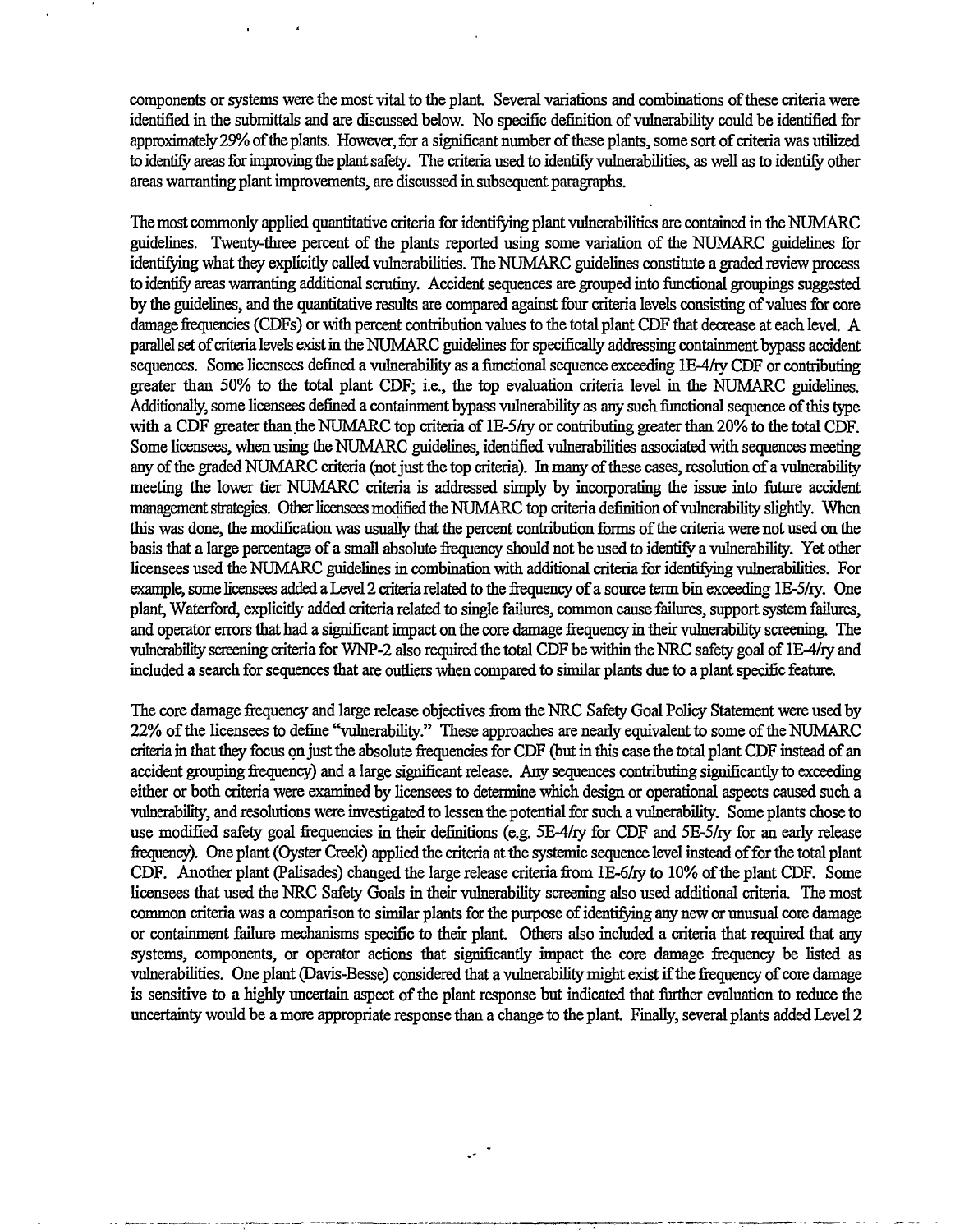components or systems were the most vital to the plant. Several variations and combinations of these criteria were identified in the submittals and are discussed below. No specific definition of vulnerability could be identified for approximately 29% of the plants. However, for a significant number of these plants, some sort of criteria was utilized to identify areas for improving the plant safety. The criteria used to identify vulnerabilities, as well as to identify other areas warranting plant improvements, are discussed in subsequent paragraphs.

The most commonly applied quantitative criteria for identifying plant vulnerabilities are contained in the NUMARC guidelines. Twenty-three percent of the plants reported using some variation of the NUMARC guidelines for identifying what they explicitly called vulnerabilities. The NUMARC guidelines constitute a graded review process to identify areas warranting additional scrutiny. Accident sequences are grouped into functional groupings suggested by the guidelines, and the quantitative results are compared against four criteria levels consisting of values for core damage frequencies (CDFs) or with percent contribution values to the total plant CDF that decrease at each level. A parallel set of criteria levels exist in the NUMARC guidelines for specifically addressing containment bypass accident sequences. Some licensees defined a vulnerability as a functional sequence exceeding 1E-4/ry CDF or contributing greater than 50% to the total plant CDF; i.e., the top evaluation criteria level in the NUMARC guidelines. Additionally, some licensees defined a containment bypass vulnerability as any such functional sequence of this type with a CDF greater than the NUMARC top criteria of 1E-5/ry or contributing greater than 20% to the total CDF. Some licensees, when using the NUMARC guidelines, identified vulnerabilities associated with sequences meeting any of the graded NUMARC criteria (not just the top criteria). In many of these cases, resolution of a vulnerability meeting the lower tier NUMARC criteria is addressed simply by incorporating the issue into future accident management strategies. Other licensees modified the NUMARC top criteria definition of vulnerability slightly. When this was done, the modification was usually that the percent contribution forms of the criteria were not used on the basis that a large percentage of a small absolute frequency should not be used to identify a vulnerability. Yet other licensees used the NUMARC guidelines in combination with additional criteria for identifying vulnerabilities. For example, some licensees added a Level 2 criteria related to the frequency of a source term bin exceeding 1E-5/ry. One plant, Waterford, explicitly added criteria related to single failures, common cause failures, support system failures, and operator errors that had a significant impact on the core damage frequency in their vulnerability screening. The vulnerability screening criteria for WNP-2 also required the total CDF be within the NRC safety goal of 1E-4/ry and included a search for sequences that are outliers when compared to similar plants due to a plant specific feature.

The core damage frequency and large release objectives from the NRC Safety Goal Policy Statement were used by 22% of the licensees to define "vulnerability." These approaches are nearly equivalent to some of the NUMARC criteria in that they focus on just the absolute frequencies for CDF (but in this case the total plant CDF instead of an accident grouping frequency) and a large significant release. Any sequences contributing significantly to exceeding either or both criteria were examined by licensees to determine which design or operational aspects caused such a vulnerability, and resolutions were investigated to lessen the potential for such a vulnerability. Some plants chose to use modified safety goal frequencies in their definitions (e.g. 5E-4/ry for CDF and 5E-5/ry for an early release frequency). One plant (Oyster Creek) applied the criteria at the systemic sequence level instead of for the total plant CDF. Another plant (Palisades) changed the large release criteria from 1E-6/ry to 10% of the plant CDF. Some licensees that used the NRC Safety Goals in their vulnerability screening also used additional criteria. The most common criteria was a comparison to similar plants for the purpose of identifying any new or unusual core damage or containment failure mechanisms specific to their plant. Others also included a criteria that required that any systems, components, or operator actions that significantly impact the core damage frequency be listed as vulnerabilities. One plant (Davis-Besse) considered that a vulnerability might exist if the frequency of core damage is sensitive to a highly uncertain aspect of the plant response but indicated that further evaluation to reduce the uncertainty would be a more appropriate response than a change to the plant. Finally, several plants added Level 2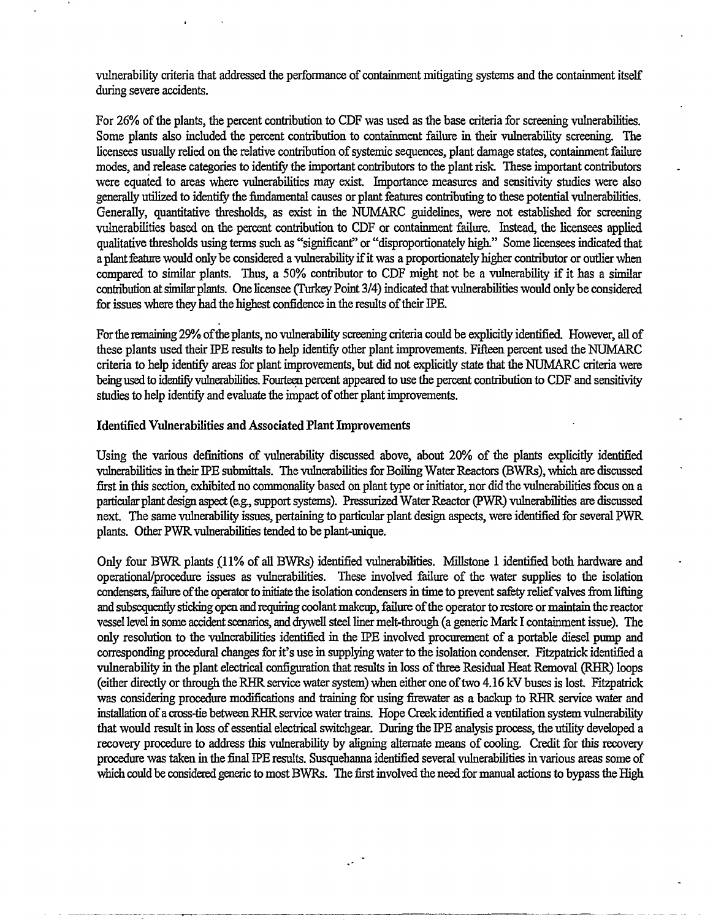vulnerability criteria that addressed the performance of containment mitigating systems and the containment itself during severe accidents.

For 26% of the plants, the percent contribution to CDF was used as the base criteria for screening vulnerabilities. Some plants also included the percent contribution to containment failure in their vulnerability screening. The licensees usually relied on the relative contribution of systemic sequences, plant damage states, containment failure modes, and release categories to identify the important contributors to the plant risk. These important contributors were equated to areas where vulnerabilities may exist. Importance measures and sensitivity studies were also generally utilized to identify the fundamental causes or plant features contributing to these potential vulnerabilities. Generally, quantitative thresholds, as exist in the NUMARC guidelines, were not established for screening vulnerabilities based on the percent contribution to CDF or containment failure. Instead, the licensees applied qualitative thresholds using terms such as "significant" or "disproportionately high." Some licensees indicated that a plant feature would only be considered a vulnerability if it was a proportionately higher contributor or outlier when compared to similar plants. Thus, a 50% contributor to CDF might not be a vulnerability if it has a similar contribution at similar plants. One licensee (Turkey Point 3/4) indicated that vulnerabilities would only be considered for issues where they had the highest confidence in the results of their IPE.

For the remaining 29% of the plants, no vulnerability screening criteria could be explicitly identified. However, all of these plants used their IPE results to help identify other plant improvements. Fifteen percent used the NUMARC criteria to help identify areas for plant improvements, but did not explicitly state that the NUMARC criteria were being used to identify vulnerabilities. Fourteen percent appeared to use the percent contribution to CDF and sensitivity studies to help identify and evaluate the impact of other plant improvements.

**Identified Vulnerabilities and Associated Plant Improvements**

Using the various definitions of vulnerability discussed above, about 20% of the plants explicitly identified vulnerabilities in their IPE submittals. The vulnerabilities for Boiling Water Reactors (BWRs), which are discussed first in this section, exhibited no commonality based on plant type or initiator, nor did the vulnerabilities focus on a particular plant design aspect (e.g., support systems). Pressurized Water Reactor (PWR) vulnerabilities are discussed next. The same vulnerability issues, pertaining to particular plant design aspects, were identified for several PWR plants. Other PWR vulnerabilities tended to be plant-unique.

Only four BWR plants (11% of all BWRs) identified vulnerabilities. Millstone 1 identified both hardware and operational/procedure issues as vulnerabilities. These involved failure of the water supplies to the isolation condensers, failure of the operator to initiate the isolation condensers in time to prevent safety relief valves from lifting and subsequently sticking open and requiring coolant makeup, failure of the operator to restore or maintain the reactor vessel level in some accident scenarios, and drywell steel liner melt-through (a generic Mark I containment issue). The only resolution to the vulnerabilities identified in the IPE involved procurement of a portable diesel pump and corresponding procedural changes for it's use in supplying water to the isolation condenser. Fitzpatrick identified a vulnerability in the plant electrical configuration that results in loss of three Residual Heat Removal (RHR) loops (either directly or through the RHR service water system) when either one of two 4.16 kV buses is lost. Fitzpatrick was considering procedure modifications and training for using firewater as a backup to RHR service water and installation of a cross-tie between RHR service water trains. Hope Creek identified a ventilation system vulnerability that would result in loss of essential electrical switchgear. During the IPE analysis process, the utility developed a recovery procedure to address this vulnerability by aligning alternate means of cooling. Credit for this recovery procedure was taken in the final IPE results. Susquehanna identified several vulnerabilities in various areas some of which could be considered generic to most BWRs. The first involved the need for manual actions to bypass the High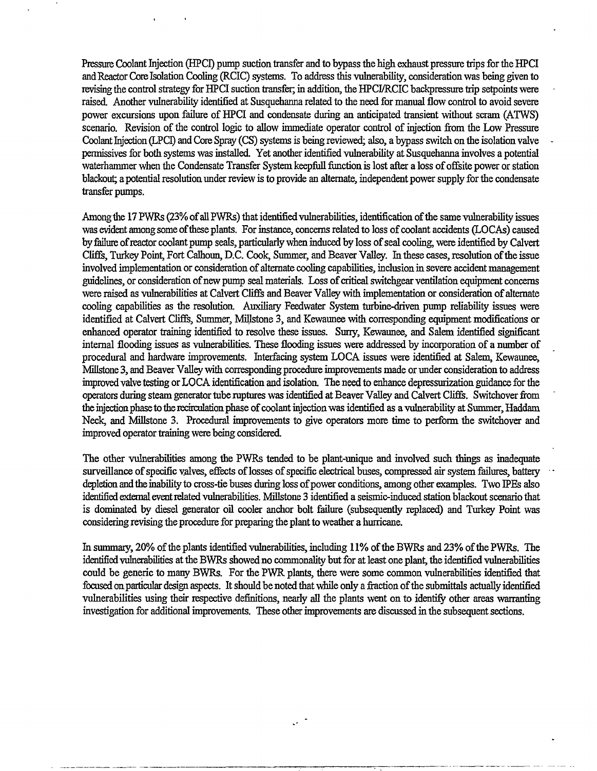Pressure Coolant Injection (HPCI) pump suction transfer and to bypass the high exhaust pressure trips for the HPCI and Reactor Core Isolation Cooling (RCIC) systems. To address this vulnerability, consideration was being given to revising the control strategy for HPCI suction transfer; in addition, the HPCI/RCIC backpressure trip setpoints were raised. Another vulnerability identified at Susquehanna related to the need for manual flow control to avoid severe power excursions upon failure of HPCI and condensate during an anticipated transient without scram (ATWS) scenario. Revision of the control logic to allow immediate operator control of injection from the Low Pressure Coolant Injection (LPCI) and Core Spray (CS) systems is being reviewed; also, a bypass switch on the isolation valve permissives for both systems was installed. Yet another identified vulnerability at Susquehanna involves a potential waterhammer when the Condensate Transfer System keepfull function is lost after a loss of offsite power or station blackout; a potential resolution under review is to provide an alternate, independent power supply for the condensate transfer pumps.

Among the 17 PWRs (23% of all PWRs) that identified vulnerabilities, identification of the same vulnerability issues was evident among some of these plants. For instance, concerns related to loss of coolant accidents (LOCAs) caused by failure of reactor coolant pump seals, particularly when induced by loss of seal cooling, were identified by Calvert Cliffs, Turkey Point, Fort Calhoun, D.C. Cook, Summer, and Beaver Valley. In these cases, resolution of the issue involved implementation or consideration of alternate cooling capabilities, inclusion in severe accident management guidelines, or consideration of new pump seal materials. Loss of critical switchgear ventilation equipment concerns were raised as vulnerabilities at Calvert Cliffs and Beaver Valley with implementation or consideration of alternate cooling capabilities as the resolution. Auxiliary Feedwater System turbine-driven pump reliability issues were identified at Calvert Cliffs, Summer, Millstone 3, and Kewaunee with corresponding equipment modifications or enhanced operator training identified to resolve these issues. Surry, Kewaunee, and Salem identified significant internal flooding issues as vulnerabilities. These flooding issues were addressed by incorporation of a number of procedural and hardware improvements. Interfacing system LOCA issues were identified at Salem, Kewaunee, Millstone 3, and Beaver Valley with corresponding procedure improvements made or under consideration to address improved valve testing or LOCA identification and isolation. The need to enhance depressurization guidance for the operators during steam generator tube ruptures was identified at Beaver Valley and Calvert Cliffs. Switchover from the injection phase to the recirculation phase of coolant injection was identified as a vulnerability at Summer, Haddam Neck, and Millstone 3. Procedural improvements to give operators more time to perform the switchover and improved operator training were being considered.

The other vulnerabilities among the PWRs tended to be plant-unique and involved such things as inadequate surveillance of specific valves, effects of losses of specific electrical buses, compressed air system failures, battery depletion and the inability to cross-tie buses during loss of power conditions, among other examples. Two IPEs also identified external event related vulnerabilities. Millstone 3 identified a seismic-induced station blackout scenario that is dominated by diesel generator oil cooler anchor bolt failure (subsequently replaced) and Turkey Point was considering revising the procedure for preparing the plant to weather a hurricane.

In summary, 20% of the plants identified vulnerabilities, including 11% of the BWRs and 23% of the PWRs. The identified vulnerabilities at the BWRs showed no commonality but for at least one plant, the identified vulnerabilities could be generic to many BWRs. For the PWR plants, there were some common vulnerabilities identified that focused on particular design aspects. It should be noted that while only a fraction of the submittals actually identified vulnerabilities using their respective definitions, nearly all the plants went on to identify other areas warranting investigation for additional improvements. These other improvements are discussed in the subsequent sections.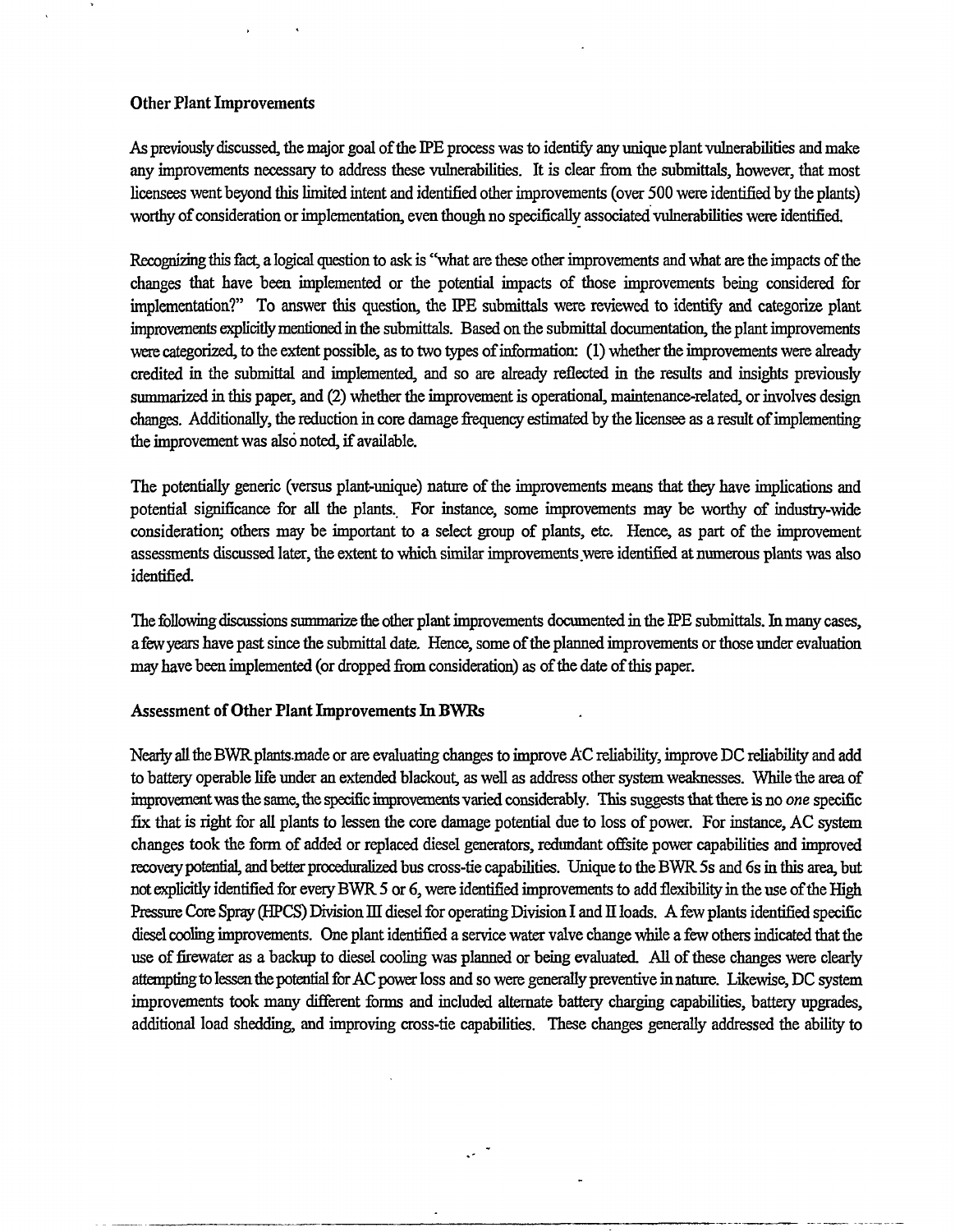### Other Plant Improvements

As previously discussed, the major goal of the IPE process was to identify any unique plant vulnerabilities and make any improvements necessary to address these vulnerabilities. It is clear from the submittals, however, that most licensees went beyond this limited intent and identified other improvements (over 500 were identified by the plants) worthy of consideration or implementation, even though no specifically associated vulnerabilities were identified.

Recognizing this fact, a logical question to ask is "what are these other improvements and what are the impacts of the changes that have been implemented or the potential impacts of those improvements being considered for implementation?" To answer this question, the IPE submittals were reviewed to identify and categorize plant improvements explicitly mentioned in the submittals. Based on the submittal documentation, the plant improvements were categorized, to the extent possible, as to two types of information: (1) whether the improvements were already credited in the submittal and implemented, and so are already reflected in the results and insights previously summarized in this paper, and (2) whether the improvement is operational, maintenance-related, or involves design changes. Additionally, the reduction in core damage frequency estimated by the licensee as a result of implementing the improvement was also noted, if available.

The potentially generic (versus plant-unique) nature of the improvements means that they have implications and potential significance for all the plants. For instance, some improvements may be worthy of industry-wide consideration; others may be important to a select group of plants, etc. Hence, as part of the improvement assessments discussed later, the extent to which similar improvements were identified at numerous plants was also identified.

The following discussions summarize the other plant improvements documented in the IPE submittals. In many cases, a few years have past since the submittal date. Hence, some of the planned improvements or those under evaluation may have been implemented (or dropped from consideration) as of the date of this paper.

### Assessment of Other Plant Improvements In BWRs

Nearly all the BWR plants made or are evaluating changes to improve AC reliability, improve DC reliability and add to battery operable life under an extended blackout, as well as address other system weaknesses. While the area of improvement was the same, the specific improvements varied considerably. This suggests that there is no *one* specific fix that is right for all plants to lessen the core damage potential due to loss of power. For instance, AC system changes took the form of added or replaced diesel generators, redundant offsite power capabilities and improved recovery potential, and better proceduralized bus cross-tie capabilities. Unique to the BWR 5s and 6s in this area, but not explicitly identified for every BWR 5 or 6, were identified improvements to add flexibility in the use of the High Pressure Core Spray (HPCS) Division III diesel for operating Division I and II loads. A few plants identified specific diesel cooling improvements. One plant identified a service water valve change while a few others indicated that the use of firewater as a backup to diesel cooling was planned or being evaluated. All of these changes were clearly attempting to lessen the potential for AC power loss and so were generally preventive in nature. Likewise, DC system improvements took many different forms and included alternate battery charging capabilities, battery upgrades, additional load shedding, and improving cross-tie capabilities. These changes generally addressed the ability to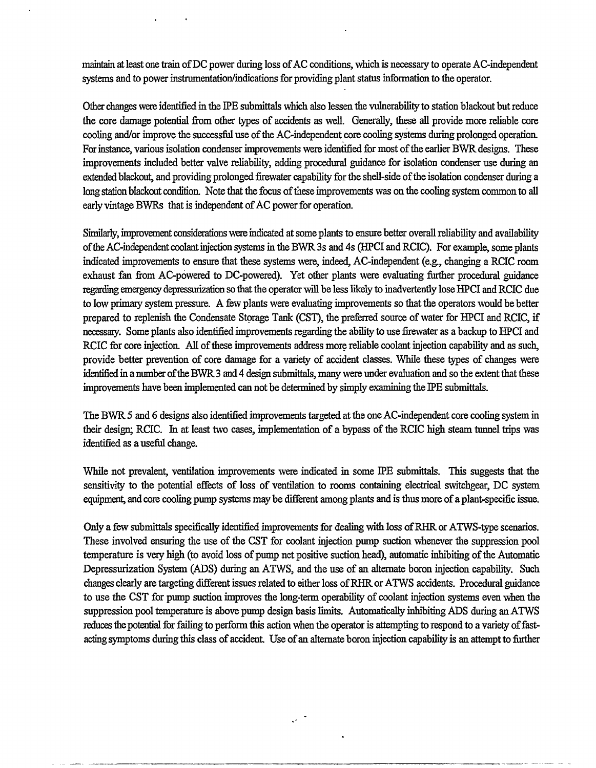maintain at least one train of DC power during loss of AC conditions, which is necessary to operate AC-independent systems and to power instrumentation/indications for providing plant status information to the operator.

Other changes were identified in the IPE submittals which also lessen the vulnerability to station blackout but reduce the core damage potential from other types of accidents as well. Generally, these all provide more reliable core cooling and/or improve the successful use of the AC-independent core cooling systems during prolonged operation. For instance, various isolation condenser improvements were identified for most of the earlier BWR designs. These improvements included better valve reliability, adding procedural guidance for isolation condenser use during an extended blackout, and providing prolonged firewater capability for the shell-side of the isolation condenser during a long station blackout condition. Note that the focus of these improvements was on the cooling system common to all early vintage BWRs that is independent of AC power for operation.

Similarly, improvement considerations were indicated at some plants to ensure better overall reliability and availability of the AC-independent coolant injection systems in the BWR 3s and 4s (HPCI and RCIC). For example, some plants indicated improvements to ensure that these systems were, indeed, AC-independent (e.g., changing a RCIC room exhaust fan from AC-powered to DC-powered). Yet other plants were evaluating further procedural guidance regarding emergency depressurization so that the operator will be less likely to inadvertently lose HPCI and RCIC due to low primary system pressure. A few plants were evaluating improvements so that the operators would be better prepared to replenish the Condensate Storage Tank (CST), the preferred source of water for HPCI and RCIC, if necessary. Some plants also identified improvements regarding the ability to use firewater as a backup to HPCI and RCIC for core injection. All of these improvements address more reliable coolant injection capability and as such, provide better prevention of core damage for a variety of accident classes. While these types of changes were identified in a number of the BWR 3 and 4 design submittals, many were under evaluation and so the extent that these improvements have been implemented can not be determined by simply examining the IPE submittals.

The BWR 5 and 6 designs also identified improvements targeted at the one AC-independent core cooling system in their design; RCIC. In at least two cases, implementation of a bypass of the RCIC high steam tunnel trips was identified as a useful change.

While not prevalent, ventilation improvements were indicated in some IPE submittals. This suggests that the sensitivity to the potential effects of loss of ventilation to rooms containing electrical switchgear, DC system equipment, and core cooling pump systems may be different among plants and is thus more of a plant-specific issue.

Only a few submittals specifically identified improvements for dealing with loss of RHR or ATWS-type scenarios. These involved ensuring the use of the CST for coolant injection pump suction whenever the suppression pool temperature is very high (to avoid loss of pump net positive suction head), automatic inhibiting of the Automatic Depressurization System (ADS) during an ATWS, and the use of an alternate boron injection capability. Such changes clearly are targeting different issues related to either loss of RHR or ATWS accidents. Procedural guidance to use the CST for pump suction improves the long-term operability of coolant injection systems even when the suppression pool temperature is above pump design basis limits. Automatically inhibiting ADS during an ATWS reduces the potential for failing to perform this action when the operator is attempting to respond to a variety of fast-acting symptoms during this class of accident. Use of an alternate boron injection capability is an attempt to further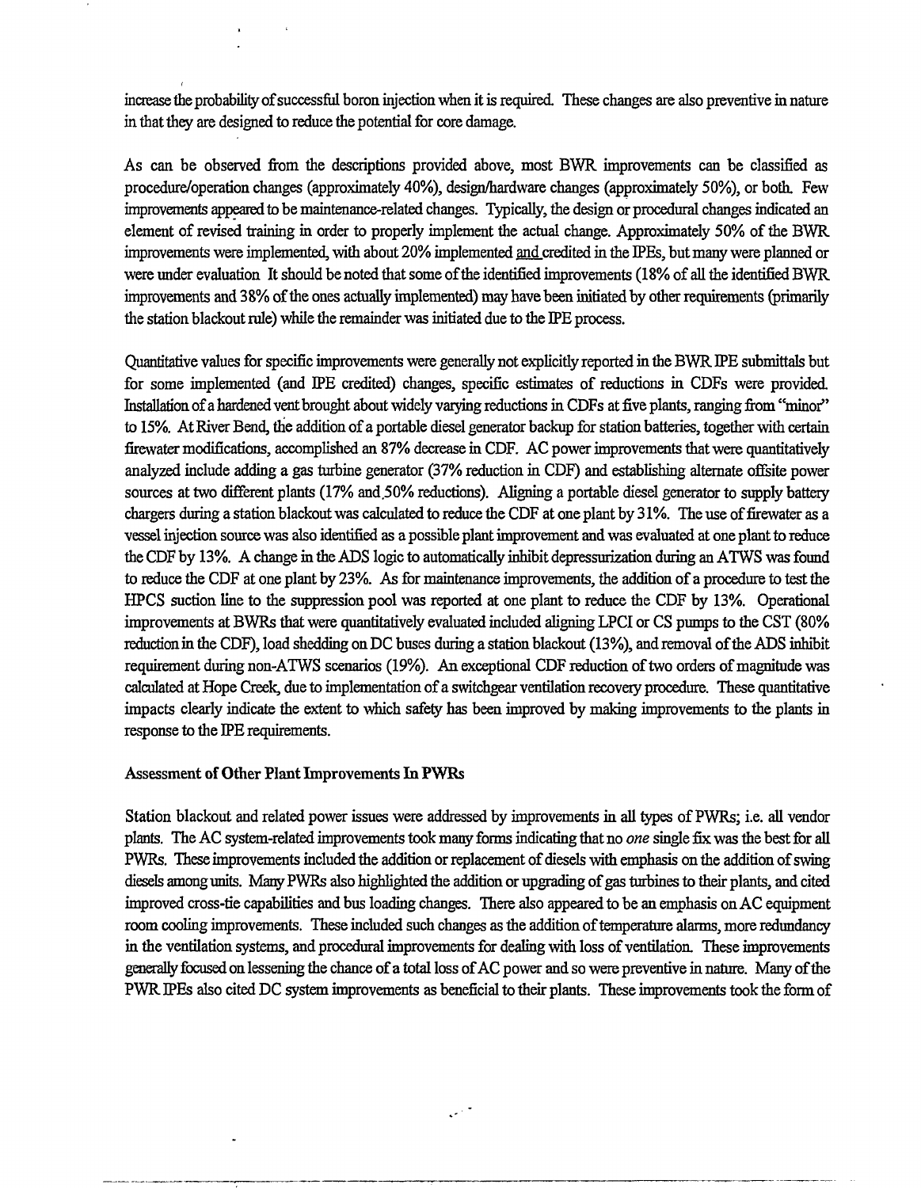increase the probability of successful boron injection when it is required. These changes are also preventive in nature in that they are designed to reduce the potential for core damage.

As can be observed from the descriptions provided above, most BWR improvements can be classified as procedure/operation changes (approximately 40%), design/hardware changes (approximately 50%), or both. Few improvements appeared to be maintenance-related changes. Typically, the design or procedural changes indicated an element of revised training in order to properly implement the actual change. Approximately 50% of the BWR improvements were implemented, with about 20% implemented and credited in the IPEs, but many were planned or were under evaluation It should be noted that some of the identified improvements (18% of all the identified BWR improvements and 38% of the ones actually implemented) may have been initiated by other requirements (primarily the station blackout rule) while the remainder was initiated due to the IPE process.

Quantitative values for specific improvements were generally not explicitly reported in the BWR IPE submittals but for some implemented (and IPE credited) changes, specific estimates of reductions in CDFs were provided. Installation of a hardened vent brought about widely varying reductions in CDFs at five plants, ranging from "minor" to 15%. At River Bend, the addition of a portable diesel generator backup for station batteries, together with certain firewater modifications, accomplished an 87% decrease in CDF. AC power improvements that were quantitatively analyzed include adding a gas turbine generator (37% reduction in CDF) and establishing alternate offsite power sources at two different plants (17% and 50% reductions). Aligning a portable diesel generator to supply battery chargers during a station blackout was calculated to reduce the CDF at one plant by 31%. The use of firewater as a vessel injection source was also identified as a possible plant improvement and was evaluated at one plant to reduce the CDF by 13%. A change in the ADS logic to automatically inhibit depressurization during an ATWS was found to reduce the CDF at one plant by 23%. As for maintenance improvements, the addition of a procedure to test the HPCS suction line to the suppression pool was reported at one plant to reduce the CDF by 13%. Operational improvements at BWRs that were quantitatively evaluated included aligning LPCI or CS pumps to the CST (80% reduction in the CDF), load shedding on DC buses during a station blackout (13%), and removal of the ADS inhibit requirement during non-ATWS scenarios (19%). An exceptional CDF reduction of two orders of magnitude was calculated at Hope Creek, due to implementation of a switchgear ventilation recovery procedure. These quantitative impacts clearly indicate the extent to which safety has been improved by making improvements to the plants in response to the IPE requirements.

**Assessment of Other Plant Improvements In PWRs**

Station blackout and related power issues were addressed by improvements in all types of PWRs; i.e. all vendor plants. The AC system-related improvements took many forms indicating that no *one* single fix was the best for all PWRs. These improvements included the addition or replacement of diesels with emphasis on the addition of swing diesels among units. Many PWRs also highlighted the addition or upgrading of gas turbines to their plants, and cited improved cross-tie capabilities and bus loading changes. There also appeared to be an emphasis on AC equipment room cooling improvements. These included such changes as the addition of temperature alarms, more redundancy in the ventilation systems, and procedural improvements for dealing with loss of ventilation. These improvements generally focused on lessening the chance of a total loss of AC power and so were preventive in nature. Many of the PWR IPEs also cited DC system improvements as beneficial to their plants. These improvements took the form of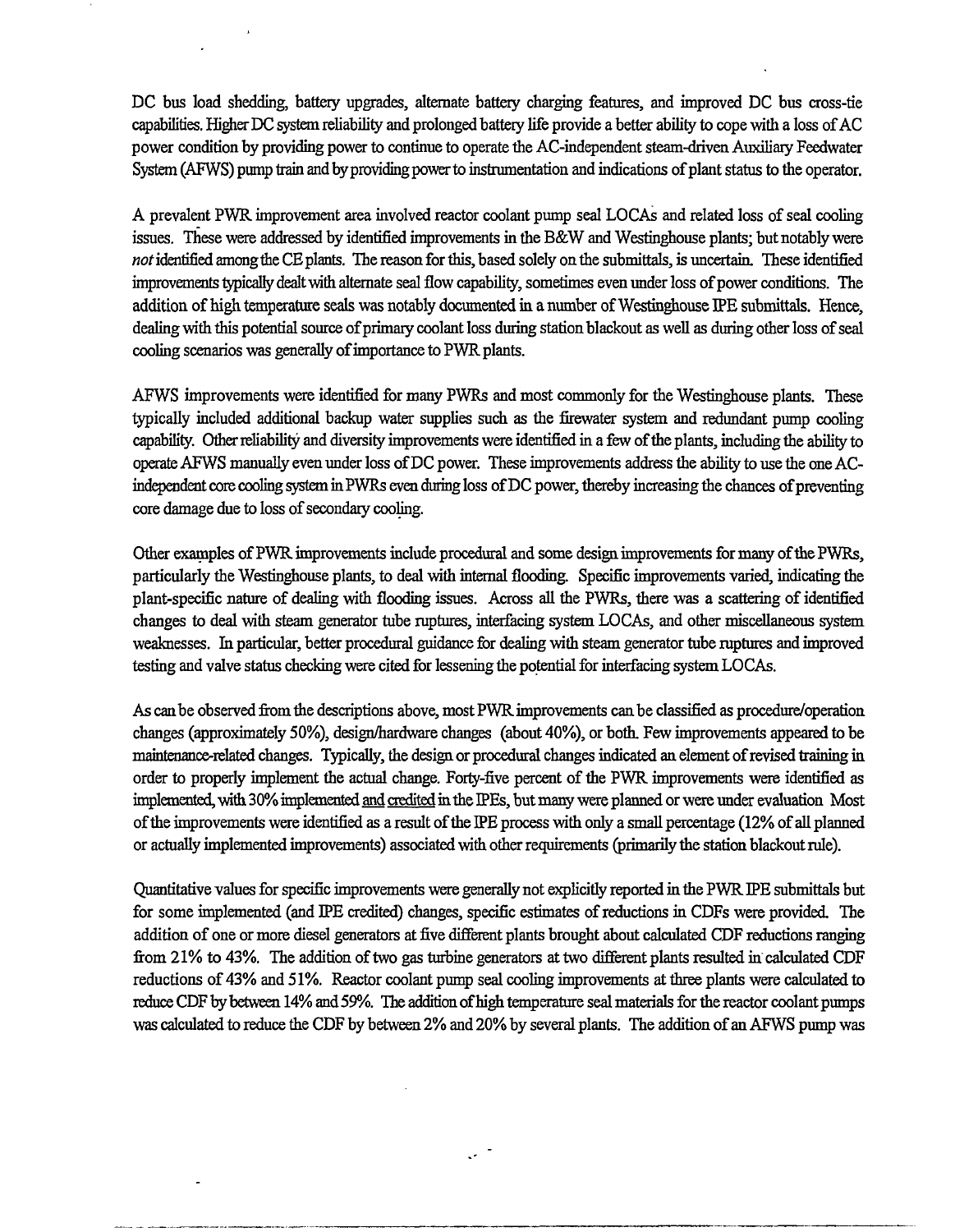DC bus load shedding, battery upgrades, alternate battery charging features, and improved DC bus cross-tie capabilities. Higher DC system reliability and prolonged battery life provide a better ability to cope with a loss of AC power condition by providing power to continue to operate the AC-independent steam-driven Auxiliary Feedwater System (AFWS) pump train and by providing power to instrumentation and indications of plant status to the operator.

A prevalent PWR improvement area involved reactor coolant pump seal LOCAs and related loss of seal cooling issues. These were addressed by identified improvements in the B&W and Westinghouse plants; but notably were *not* identified among the CE plants. The reason for this, based solely on the submittals, is uncertain. These identified improvements typically dealt with alternate seal flow capability, sometimes even under loss of power conditions. The addition of high temperature seals was notably documented in a number of Westinghouse IPE submittals. Hence, dealing with this potential source of primary coolant loss during station blackout as well as during other loss of seal cooling scenarios was generally of importance to PWR plants.

AFWS improvements were identified for many PWRs and most commonly for the Westinghouse plants. These typically included additional backup water supplies such as the firewater system and redundant pump cooling capability. Other reliability and diversity improvements were identified in a few of the plants, including the ability to operate AFWS manually even under loss of DC power. These improvements address the ability to use the one AC-independent core cooling system in PWRs even during loss of DC power, thereby increasing the chances of preventing core damage due to loss of secondary cooling.

Other examples of PWR improvements include procedural and some design improvements for many of the PWRs, particularly the Westinghouse plants, to deal with internal flooding. Specific improvements varied, indicating the plant-specific nature of dealing with flooding issues. Across all the PWRs, there was a scattering of identified changes to deal with steam generator tube ruptures, interfacing system LOCAs, and other miscellaneous system weaknesses. In particular, better procedural guidance for dealing with steam generator tube ruptures and improved testing and valve status checking were cited for lessening the potential for interfacing system LOCAs.

As can be observed from the descriptions above, most PWR improvements can be classified as procedure/operation changes (approximately 50%), design/hardware changes (about 40%), or both. Few improvements appeared to be maintenance-related changes. Typically, the design or procedural changes indicated an element of revised training in order to properly implement the actual change. Forty-five percent of the PWR improvements were identified as implemented, with 30% implemented <u>and credited</u> in the IPEs, but many were planned or were under evaluation Most of the improvements were identified as a result of the IPE process with only a small percentage (12% of all planned or actually implemented improvements) associated with other requirements (primarily the station blackout rule).

Quantitative values for specific improvements were generally not explicitly reported in the PWR IPE submittals but for some implemented (and IPE credited) changes, specific estimates of reductions in CDFs were provided. The addition of one or more diesel generators at five different plants brought about calculated CDF reductions ranging from 21% to 43%. The addition of two gas turbine generators at two different plants resulted in calculated CDF reductions of 43% and 51%. Reactor coolant pump seal cooling improvements at three plants were calculated to reduce CDF by between 14% and 59%. The addition of high temperature seal materials for the reactor coolant pumps was calculated to reduce the CDF by between 2% and 20% by several plants. The addition of an AFWS pump was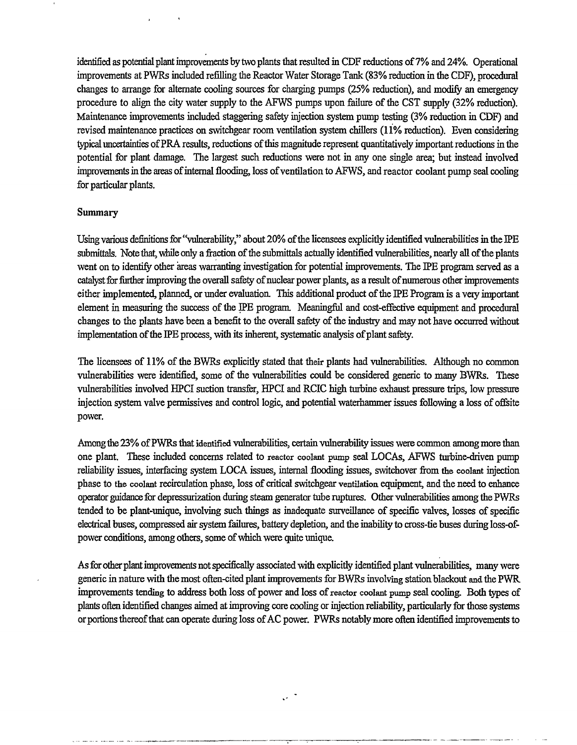identified as potential plant improvements by two plants that resulted in CDF reductions of 7% and 24%. Operational improvements at PWRs included refilling the Reactor Water Storage Tank (83% reduction in the CDF), procedural changes to arrange for alternate cooling sources for charging pumps (25% reduction), and modify an emergency procedure to align the city water supply to the AFWS pumps upon failure of the CST supply (32% reduction). Maintenance improvements included staggering safety injection system pump testing (3% reduction in CDF) and revised maintenance practices on switchgear room ventilation system chillers (11% reduction). Even considering typical uncertainties of PRA results, reductions of this magnitude represent quantitatively important reductions in the potential for plant damage. The largest such reductions were not in any one single area; but instead involved improvements in the areas of internal flooding, loss of ventilation to AFWS, and reactor coolant pump seal cooling for particular plants.

**Summary**

Using various definitions for "vulnerability," about 20% of the licensees explicitly identified vulnerabilities in the IPE submittals. Note that, while only a fraction of the submittals actually identified vulnerabilities, nearly all of the plants went on to identify other areas warranting investigation for potential improvements. The IPE program served as a catalyst for further improving the overall safety of nuclear power plants, as a result of numerous other improvements either implemented, planned, or under evaluation. This additional product of the IPE Program is a very important element in measuring the success of the IPE program. Meaningful and cost-effective equipment and procedural changes to the plants have been a benefit to the overall safety of the industry and may not have occurred without implementation of the IPE process, with its inherent, systematic analysis of plant safety.

The licensees of 11% of the BWRs explicitly stated that their plants had vulnerabilities. Although no common vulnerabilities were identified, some of the vulnerabilities could be considered generic to many BWRs. These vulnerabilities involved HPCI suction transfer, HPCI and RCIC high turbine exhaust pressure trips, low pressure injection system valve permissives and control logic, and potential waterhammer issues following a loss of offsite power.

Among the 23% of PWRs that identified vulnerabilities, certain vulnerability issues were common among more than one plant. These included concerns related to reactor coolant pump seal LOCAs, AFWS turbine-driven pump reliability issues, interfacing system LOCA issues, internal flooding issues, switchover from the coolant injection phase to the coolant recirculation phase, loss of critical switchgear ventilation equipment, and the need to enhance operator guidance for depressurization during steam generator tube ruptures. Other vulnerabilities among the PWRs tended to be plant-unique, involving such things as inadequate surveillance of specific valves, losses of specific electrical buses, compressed air system failures, battery depletion, and the inability to cross-tie buses during loss-of-power conditions, among others, some of which were quite unique.

As for other plant improvements not specifically associated with explicitly identified plant vulnerabilities, many were generic in nature with the most often-cited plant improvements for BWRs involving station blackout and the PWR improvements tending to address both loss of power and loss of reactor coolant pump seal cooling. Both types of plants often identified changes aimed at improving core cooling or injection reliability, particularly for those systems or portions thereof that can operate during loss of AC power. PWRs notably more often identified improvements to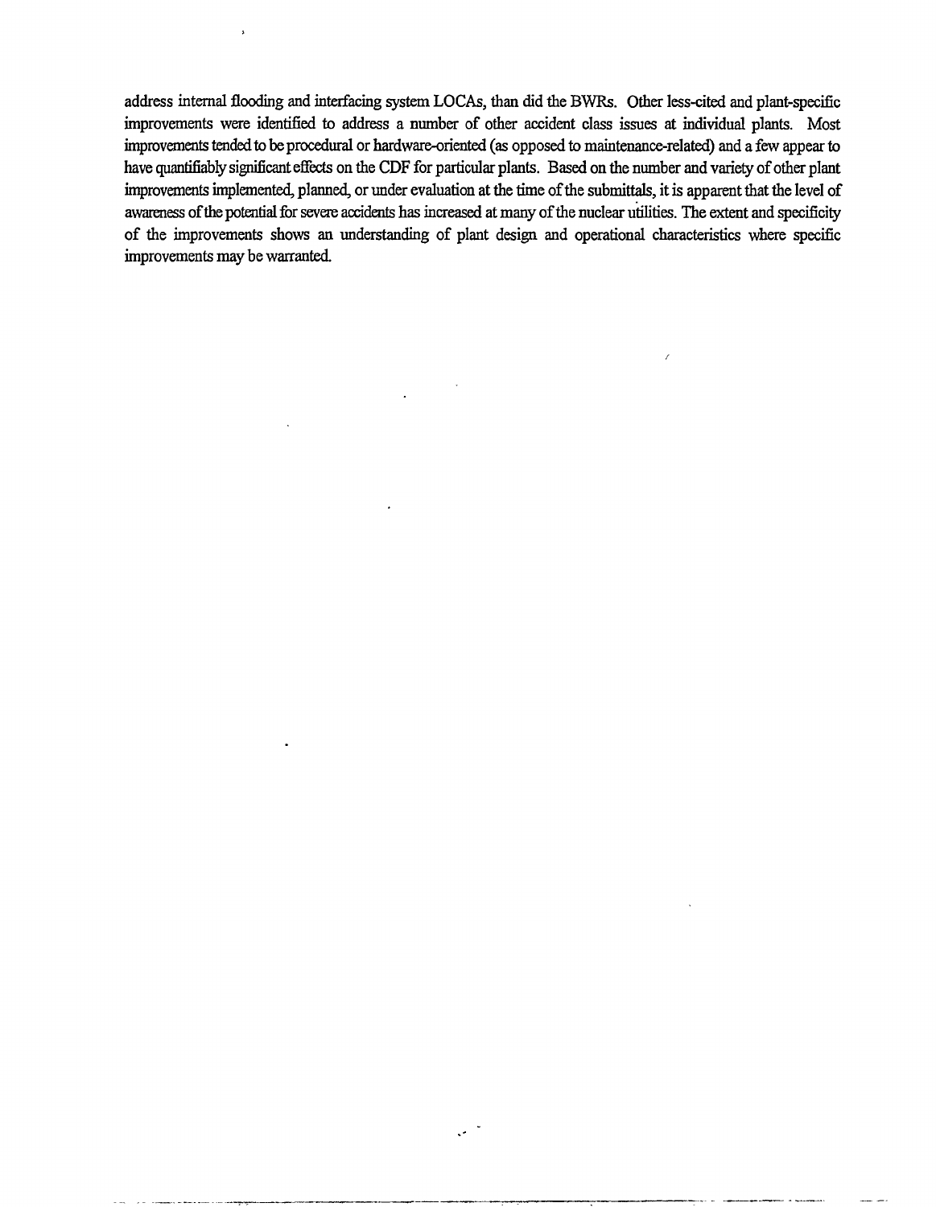address internal flooding and interfacing system LOCAs, than did the BWRs. Other less-cited and plant-specific improvements were identified to address a number of other accident class issues at individual plants. Most improvements tended to be procedural or hardware-oriented (as opposed to maintenance-related) and a few appear to have quantifiably significant effects on the CDF for particular plants. Based on the number and variety of other plant improvements implemented, planned, or under evaluation at the time of the submittals, it is apparent that the level of awareness of the potential for severe accidents has increased at many of the nuclear utilities. The extent and specificity of the improvements shows an understanding of plant design and operational characteristics where specific improvements may be warranted.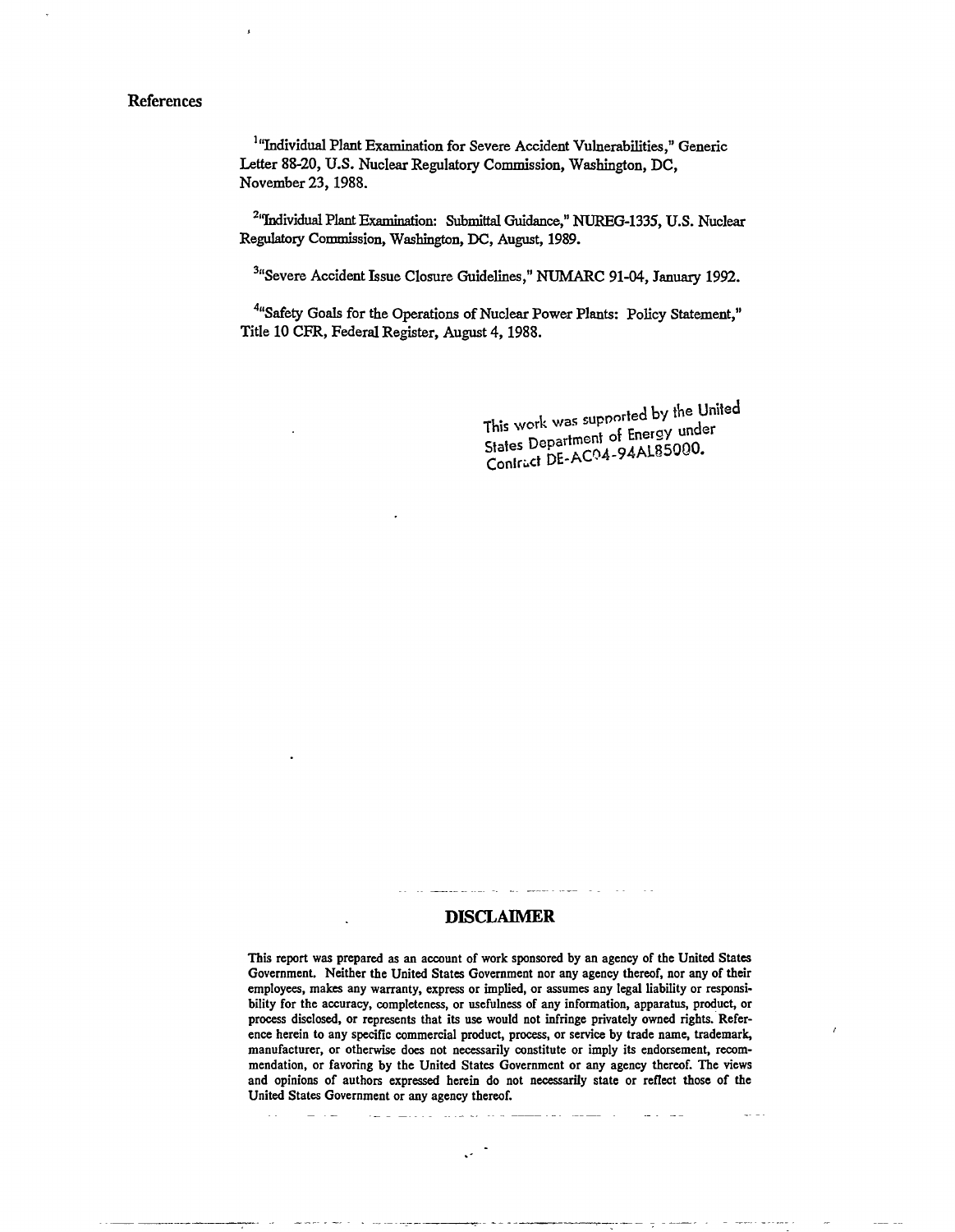## References

[1]"Individual Plant Examination for Severe Accident Vulnerabilities," Generic Letter 88-20, U.S. Nuclear Regulatory Commission, Washington, DC, November 23, 1988.

[2]"Individual Plant Examination: Submittal Guidance," NUREG-1335, U.S. Nuclear Regulatory Commission, Washington, DC, August, 1989.

[3]"Severe Accident Issue Closure Guidelines," NUMARC 91-04, January 1992.

[4]"Safety Goals for the Operations of Nuclear Power Plants: Policy Statement," Title 10 CFR, Federal Register, August 4, 1988.

This work was supported by the United States Department of Energy under Contract DE-AC04-94AL85000.

## DISCLAIMER

This report was prepared as an account of work sponsored by an agency of the United States Government. Neither the United States Government nor any agency thereof, nor any of their employees, makes any warranty, express or implied, or assumes any legal liability or responsibility for the accuracy, completeness, or usefulness of any information, apparatus, product, or process disclosed, or represents that its use would not infringe privately owned rights. Reference herein to any specific commercial product, process, or service by trade name, trademark, manufacturer, or otherwise does not necessarily constitute or imply its endorsement, recommendation, or favoring by the United States Government or any agency thereof. The views and opinions of authors expressed herein do not necessarily state or reflect those of the United States Government or any agency thereof.